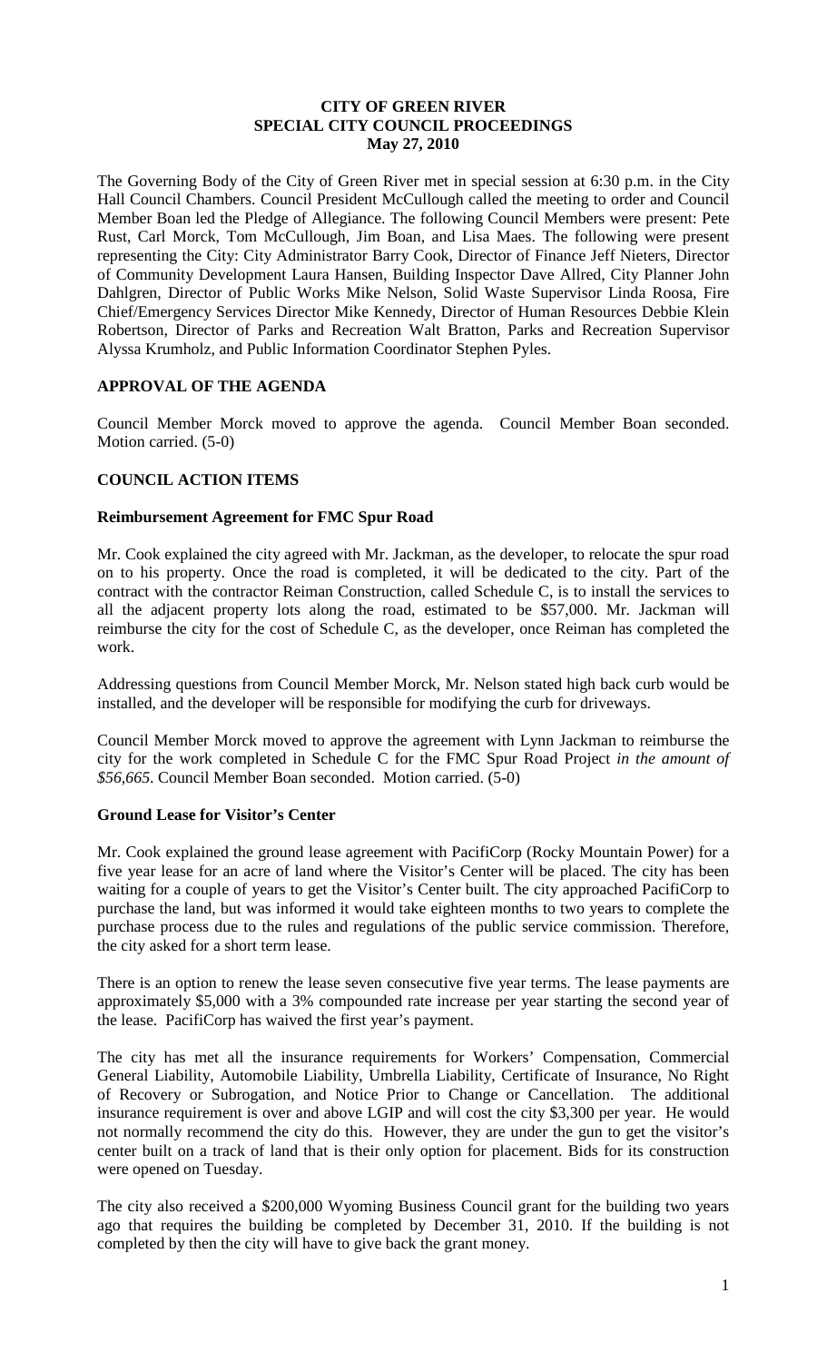# CITY OF GREEN RIVER
## SPECIAL CITY COUNCIL PROCEEDINGS
### May 27, 2010

The Governing Body of the City of Green River met in special session at 6:30 p.m. in the City Hall Council Chambers. Council President McCullough called the meeting to order and Council Member Boan led the Pledge of Allegiance. The following Council Members were present: Pete Rust, Carl Morck, Tom McCullough, Jim Boan, and Lisa Maes. The following were present representing the City: City Administrator Barry Cook, Director of Finance Jeff Nieters, Director of Community Development Laura Hansen, Building Inspector Dave Allred, City Planner John Dahlgren, Director of Public Works Mike Nelson, Solid Waste Supervisor Linda Roosa, Fire Chief/Emergency Services Director Mike Kennedy, Director of Human Resources Debbie Klein Robertson, Director of Parks and Recreation Walt Bratton, Parks and Recreation Supervisor Alyssa Krumholz, and Public Information Coordinator Stephen Pyles.

## APPROVAL OF THE AGENDA

Council Member Morck moved to approve the agenda. Council Member Boan seconded. Motion carried. (5-0)

## COUNCIL ACTION ITEMS

### Reimbursement Agreement for FMC Spur Road

Mr. Cook explained the city agreed with Mr. Jackman, as the developer, to relocate the spur road on to his property. Once the road is completed, it will be dedicated to the city. Part of the contract with the contractor Reiman Construction, called Schedule C, is to install the services to all the adjacent property lots along the road, estimated to be $57,000. Mr. Jackman will reimburse the city for the cost of Schedule C, as the developer, once Reiman has completed the work.

Addressing questions from Council Member Morck, Mr. Nelson stated high back curb would be installed, and the developer will be responsible for modifying the curb for driveways.

Council Member Morck moved to approve the agreement with Lynn Jackman to reimburse the city for the work completed in Schedule C for the FMC Spur Road Project *in the amount of $56,665*. Council Member Boan seconded. Motion carried. (5-0)

### Ground Lease for Visitor's Center

Mr. Cook explained the ground lease agreement with PacifiCorp (Rocky Mountain Power) for a five year lease for an acre of land where the Visitor's Center will be placed. The city has been waiting for a couple of years to get the Visitor's Center built. The city approached PacifiCorp to purchase the land, but was informed it would take eighteen months to two years to complete the purchase process due to the rules and regulations of the public service commission. Therefore, the city asked for a short term lease.

There is an option to renew the lease seven consecutive five year terms. The lease payments are approximately $5,000 with a 3% compounded rate increase per year starting the second year of the lease. PacifiCorp has waived the first year's payment.

The city has met all the insurance requirements for Workers' Compensation, Commercial General Liability, Automobile Liability, Umbrella Liability, Certificate of Insurance, No Right of Recovery or Subrogation, and Notice Prior to Change or Cancellation. The additional insurance requirement is over and above LGIP and will cost the city $3,300 per year. He would not normally recommend the city do this. However, they are under the gun to get the visitor's center built on a track of land that is their only option for placement. Bids for its construction were opened on Tuesday.

The city also received a $200,000 Wyoming Business Council grant for the building two years ago that requires the building be completed by December 31, 2010. If the building is not completed by then the city will have to give back the grant money.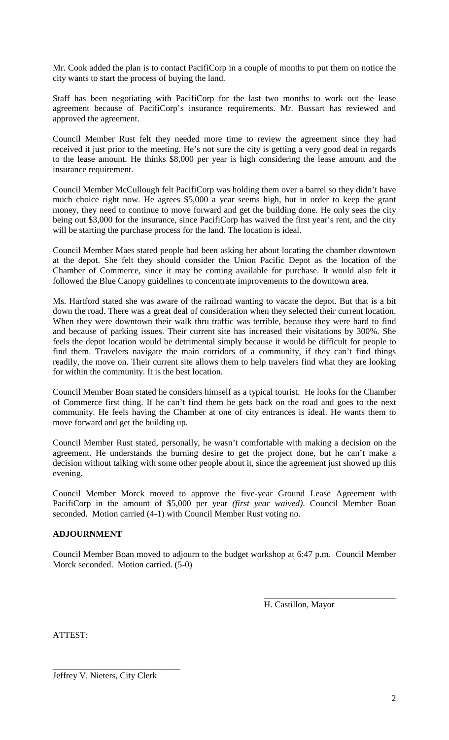Mr. Cook added the plan is to contact PacifiCorp in a couple of months to put them on notice the city wants to start the process of buying the land.

Staff has been negotiating with PacifiCorp for the last two months to work out the lease agreement because of PacifiCorp's insurance requirements. Mr. Bussart has reviewed and approved the agreement.

Council Member Rust felt they needed more time to review the agreement since they had received it just prior to the meeting. He's not sure the city is getting a very good deal in regards to the lease amount. He thinks $8,000 per year is high considering the lease amount and the insurance requirement.

Council Member McCullough felt PacifiCorp was holding them over a barrel so they didn't have much choice right now. He agrees $5,000 a year seems high, but in order to keep the grant money, they need to continue to move forward and get the building done. He only sees the city being out $3,000 for the insurance, since PacifiCorp has waived the first year's rent, and the city will be starting the purchase process for the land. The location is ideal.

Council Member Maes stated people had been asking her about locating the chamber downtown at the depot. She felt they should consider the Union Pacific Depot as the location of the Chamber of Commerce, since it may be coming available for purchase. It would also felt it followed the Blue Canopy guidelines to concentrate improvements to the downtown area.

Ms. Hartford stated she was aware of the railroad wanting to vacate the depot. But that is a bit down the road. There was a great deal of consideration when they selected their current location. When they were downtown their walk thru traffic was terrible, because they were hard to find and because of parking issues. Their current site has increased their visitations by 300%. She feels the depot location would be detrimental simply because it would be difficult for people to find them. Travelers navigate the main corridors of a community, if they can't find things readily, the move on. Their current site allows them to help travelers find what they are looking for within the community. It is the best location.

Council Member Boan stated he considers himself as a typical tourist. He looks for the Chamber of Commerce first thing. If he can't find them he gets back on the road and goes to the next community. He feels having the Chamber at one of city entrances is ideal. He wants them to move forward and get the building up.

Council Member Rust stated, personally, he wasn't comfortable with making a decision on the agreement. He understands the burning desire to get the project done, but he can't make a decision without talking with some other people about it, since the agreement just showed up this evening.

Council Member Morck moved to approve the five-year Ground Lease Agreement with PacifiCorp in the amount of $5,000 per year *(first year waived)*. Council Member Boan seconded. Motion carried (4-1) with Council Member Rust voting no.

**ADJOURNMENT**

Council Member Boan moved to adjourn to the budget workshop at 6:47 p.m. Council Member Morck seconded. Motion carried. (5-0)

\_\_\_\_\_\_\_\_\_\_\_\_\_\_\_\_\_\_\_\_\_\_\_\_\_\_\_\_\_\_
H. Castillon, Mayor

ATTEST:

\_\_\_\_\_\_\_\_\_\_\_\_\_\_\_\_\_\_\_\_\_\_\_\_\_\_\_\_\_\_
Jeffrey V. Nieters, City Clerk